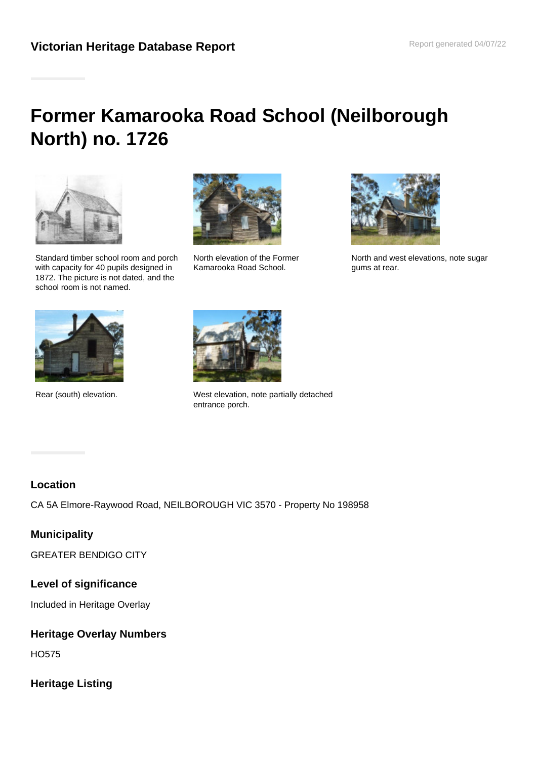## Victorian Heritage Database Report

Report generated 04/07/22

# Former Kamarooka Road School (Neilborough North) no. 1726

Standard timber school room and porch with capacity for 40 pupils designed in 1872. The picture is not dated, and the school room is not named.

North elevation of the Former Kamarooka Road School.

North and west elevations, note sugar gums at rear.

Rear (south) elevation.

West elevation, note partially detached entrance porch.

### Location

CA 5A Elmore-Raywood Road, NEILBOROUGH VIC 3570 - Property No 198958

### Municipality

GREATER BENDIGO CITY

### Level of significance

Included in Heritage Overlay

### Heritage Overlay Numbers

HO575

### Heritage Listing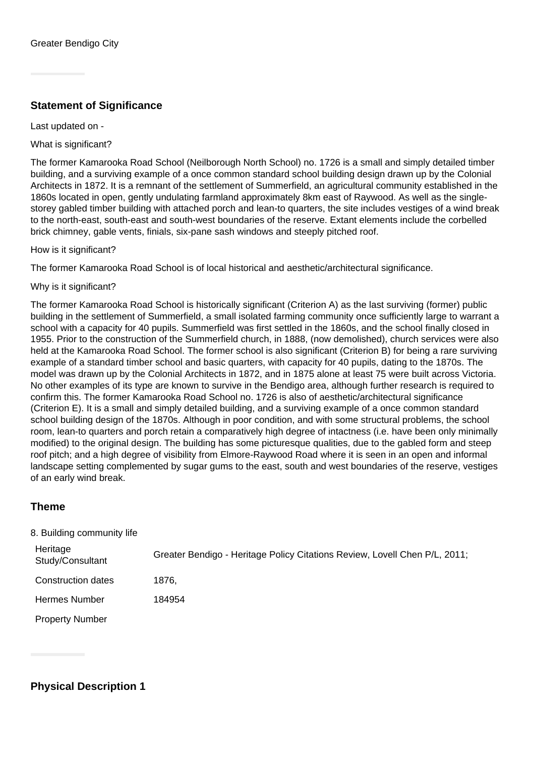Greater Bendigo City

## Statement of Significance

Last updated on -

What is significant?

The former Kamarooka Road School (Neilborough North School) no. 1726 is a small and simply detailed timber building, and a surviving example of a once common standard school building design drawn up by the Colonial Architects in 1872. It is a remnant of the settlement of Summerfield, an agricultural community established in the 1860s located in open, gently undulating farmland approximately 8km east of Raywood. As well as the single-storey gabled timber building with attached porch and lean-to quarters, the site includes vestiges of a wind break to the north-east, south-east and south-west boundaries of the reserve. Extant elements include the corbelled brick chimney, gable vents, finials, six-pane sash windows and steeply pitched roof.

How is it significant?

The former Kamarooka Road School is of local historical and aesthetic/architectural significance.

Why is it significant?

The former Kamarooka Road School is historically significant (Criterion A) as the last surviving (former) public building in the settlement of Summerfield, a small isolated farming community once sufficiently large to warrant a school with a capacity for 40 pupils. Summerfield was first settled in the 1860s, and the school finally closed in 1955. Prior to the construction of the Summerfield church, in 1888, (now demolished), church services were also held at the Kamarooka Road School. The former school is also significant (Criterion B) for being a rare surviving example of a standard timber school and basic quarters, with capacity for 40 pupils, dating to the 1870s. The model was drawn up by the Colonial Architects in 1872, and in 1875 alone at least 75 were built across Victoria. No other examples of its type are known to survive in the Bendigo area, although further research is required to confirm this. The former Kamarooka Road School no. 1726 is also of aesthetic/architectural significance (Criterion E). It is a small and simply detailed building, and a surviving example of a once common standard school building design of the 1870s. Although in poor condition, and with some structural problems, the school room, lean-to quarters and porch retain a comparatively high degree of intactness (i.e. have been only minimally modified) to the original design. The building has some picturesque qualities, due to the gabled form and steep roof pitch; and a high degree of visibility from Elmore-Raywood Road where it is seen in an open and informal landscape setting complemented by sugar gums to the east, south and west boundaries of the reserve, vestiges of an early wind break.

## Theme

8. Building community life

| | |
|---|---|
| Heritage Study/Consultant | Greater Bendigo - Heritage Policy Citations Review, Lovell Chen P/L, 2011; |
| Construction dates | 1876, |
| Hermes Number | 184954 |
| Property Number | |

## Physical Description 1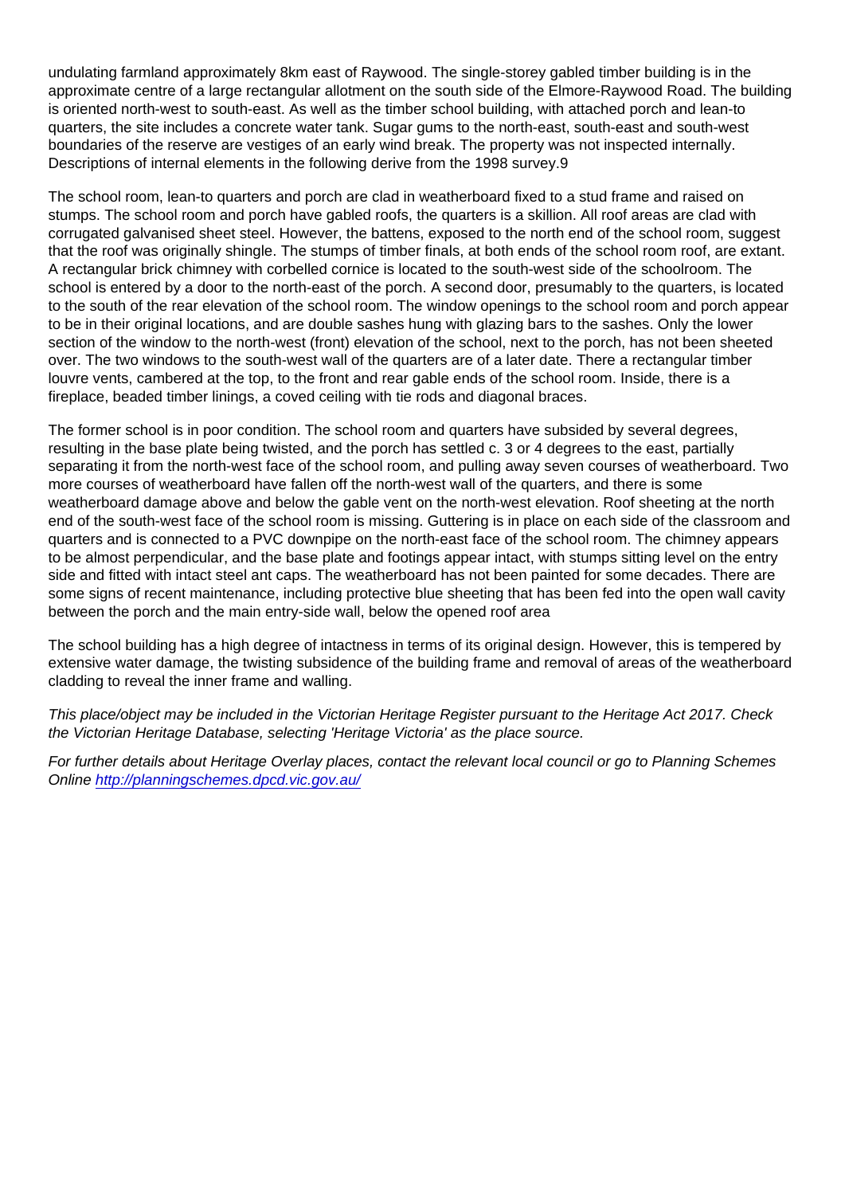undulating farmland approximately 8km east of Raywood. The single-storey gabled timber building is in the approximate centre of a large rectangular allotment on the south side of the Elmore-Raywood Road. The building is oriented north-west to south-east. As well as the timber school building, with attached porch and lean-to quarters, the site includes a concrete water tank. Sugar gums to the north-east, south-east and south-west boundaries of the reserve are vestiges of an early wind break. The property was not inspected internally. Descriptions of internal elements in the following derive from the 1998 survey.9

The school room, lean-to quarters and porch are clad in weatherboard fixed to a stud frame and raised on stumps. The school room and porch have gabled roofs, the quarters is a skillion. All roof areas are clad with corrugated galvanised sheet steel. However, the battens, exposed to the north end of the school room, suggest that the roof was originally shingle. The stumps of timber finals, at both ends of the school room roof, are extant. A rectangular brick chimney with corbelled cornice is located to the south-west side of the schoolroom. The school is entered by a door to the north-east of the porch. A second door, presumably to the quarters, is located to the south of the rear elevation of the school room. The window openings to the school room and porch appear to be in their original locations, and are double sashes hung with glazing bars to the sashes. Only the lower section of the window to the north-west (front) elevation of the school, next to the porch, has not been sheeted over. The two windows to the south-west wall of the quarters are of a later date. There a rectangular timber louvre vents, cambered at the top, to the front and rear gable ends of the school room. Inside, there is a fireplace, beaded timber linings, a coved ceiling with tie rods and diagonal braces.

The former school is in poor condition. The school room and quarters have subsided by several degrees, resulting in the base plate being twisted, and the porch has settled c. 3 or 4 degrees to the east, partially separating it from the north-west face of the school room, and pulling away seven courses of weatherboard. Two more courses of weatherboard have fallen off the north-west wall of the quarters, and there is some weatherboard damage above and below the gable vent on the north-west elevation. Roof sheeting at the north end of the south-west face of the school room is missing. Guttering is in place on each side of the classroom and quarters and is connected to a PVC downpipe on the north-east face of the school room. The chimney appears to be almost perpendicular, and the base plate and footings appear intact, with stumps sitting level on the entry side and fitted with intact steel ant caps. The weatherboard has not been painted for some decades. There are some signs of recent maintenance, including protective blue sheeting that has been fed into the open wall cavity between the porch and the main entry-side wall, below the opened roof area

The school building has a high degree of intactness in terms of its original design. However, this is tempered by extensive water damage, the twisting subsidence of the building frame and removal of areas of the weatherboard cladding to reveal the inner frame and walling.

*This place/object may be included in the Victorian Heritage Register pursuant to the Heritage Act 2017. Check the Victorian Heritage Database, selecting 'Heritage Victoria' as the place source.*

*For further details about Heritage Overlay places, contact the relevant local council or go to Planning Schemes Online [http://planningschemes.dpcd.vic.gov.au/](http://planningschemes.dpcd.vic.gov.au/)*